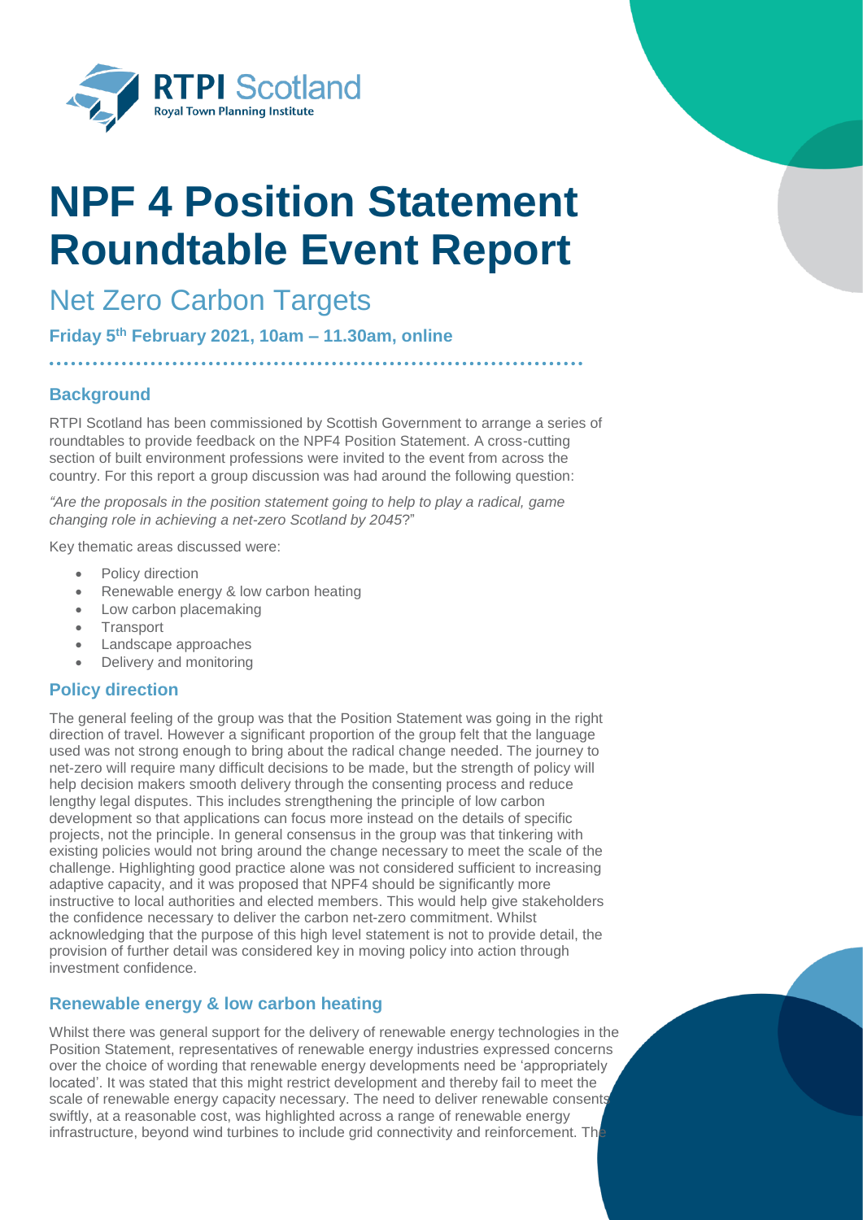# NPF 4 Position Statement Roundtable Event Report

## Net Zero Carbon Targets

**Friday 5th February 2021, 10am – 11.30am, online**

### Background

RTPI Scotland has been commissioned by Scottish Government to arrange a series of roundtables to provide feedback on the NPF4 Position Statement. A cross-cutting section of built environment professions were invited to the event from across the country. For this report a group discussion was had around the following question:

*"Are the proposals in the position statement going to help to play a radical, game changing role in achieving a net-zero Scotland by 2045*?"

Key thematic areas discussed were:

- Policy direction
- Renewable energy & low carbon heating
- Low carbon placemaking
- Transport
- Landscape approaches
- Delivery and monitoring

### Policy direction

The general feeling of the group was that the Position Statement was going in the right direction of travel. However a significant proportion of the group felt that the language used was not strong enough to bring about the radical change needed. The journey to net-zero will require many difficult decisions to be made, but the strength of policy will help decision makers smooth delivery through the consenting process and reduce lengthy legal disputes. This includes strengthening the principle of low carbon development so that applications can focus more instead on the details of specific projects, not the principle. In general consensus in the group was that tinkering with existing policies would not bring around the change necessary to meet the scale of the challenge. Highlighting good practice alone was not considered sufficient to increasing adaptive capacity, and it was proposed that NPF4 should be significantly more instructive to local authorities and elected members. This would help give stakeholders the confidence necessary to deliver the carbon net-zero commitment. Whilst acknowledging that the purpose of this high level statement is not to provide detail, the provision of further detail was considered key in moving policy into action through investment confidence.

### Renewable energy & low carbon heating

Whilst there was general support for the delivery of renewable energy technologies in the Position Statement, representatives of renewable energy industries expressed concerns over the choice of wording that renewable energy developments need be 'appropriately located'. It was stated that this might restrict development and thereby fail to meet the scale of renewable energy capacity necessary. The need to deliver renewable consents swiftly, at a reasonable cost, was highlighted across a range of renewable energy infrastructure, beyond wind turbines to include grid connectivity and reinforcement. The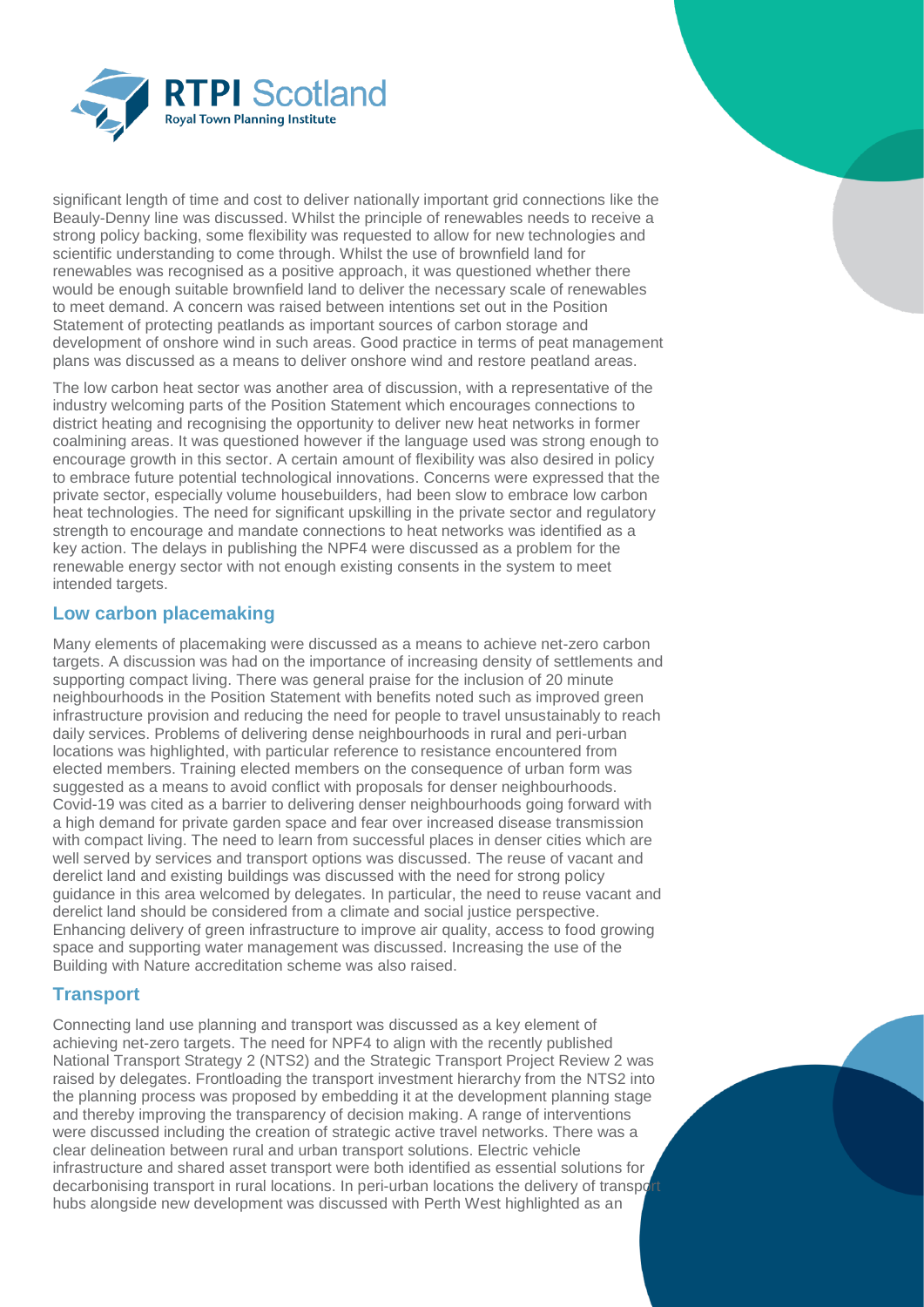significant length of time and cost to deliver nationally important grid connections like the Beauly-Denny line was discussed. Whilst the principle of renewables needs to receive a strong policy backing, some flexibility was requested to allow for new technologies and scientific understanding to come through. Whilst the use of brownfield land for renewables was recognised as a positive approach, it was questioned whether there would be enough suitable brownfield land to deliver the necessary scale of renewables to meet demand. A concern was raised between intentions set out in the Position Statement of protecting peatlands as important sources of carbon storage and development of onshore wind in such areas. Good practice in terms of peat management plans was discussed as a means to deliver onshore wind and restore peatland areas.

The low carbon heat sector was another area of discussion, with a representative of the industry welcoming parts of the Position Statement which encourages connections to district heating and recognising the opportunity to deliver new heat networks in former coalmining areas. It was questioned however if the language used was strong enough to encourage growth in this sector. A certain amount of flexibility was also desired in policy to embrace future potential technological innovations. Concerns were expressed that the private sector, especially volume housebuilders, had been slow to embrace low carbon heat technologies. The need for significant upskilling in the private sector and regulatory strength to encourage and mandate connections to heat networks was identified as a key action. The delays in publishing the NPF4 were discussed as a problem for the renewable energy sector with not enough existing consents in the system to meet intended targets.

## Low carbon placemaking

Many elements of placemaking were discussed as a means to achieve net-zero carbon targets. A discussion was had on the importance of increasing density of settlements and supporting compact living. There was general praise for the inclusion of 20 minute neighbourhoods in the Position Statement with benefits noted such as improved green infrastructure provision and reducing the need for people to travel unsustainably to reach daily services. Problems of delivering dense neighbourhoods in rural and peri-urban locations was highlighted, with particular reference to resistance encountered from elected members. Training elected members on the consequence of urban form was suggested as a means to avoid conflict with proposals for denser neighbourhoods. Covid-19 was cited as a barrier to delivering denser neighbourhoods going forward with a high demand for private garden space and fear over increased disease transmission with compact living. The need to learn from successful places in denser cities which are well served by services and transport options was discussed. The reuse of vacant and derelict land and existing buildings was discussed with the need for strong policy guidance in this area welcomed by delegates. In particular, the need to reuse vacant and derelict land should be considered from a climate and social justice perspective. Enhancing delivery of green infrastructure to improve air quality, access to food growing space and supporting water management was discussed. Increasing the use of the Building with Nature accreditation scheme was also raised.

## Transport

Connecting land use planning and transport was discussed as a key element of achieving net-zero targets. The need for NPF4 to align with the recently published National Transport Strategy 2 (NTS2) and the Strategic Transport Project Review 2 was raised by delegates. Frontloading the transport investment hierarchy from the NTS2 into the planning process was proposed by embedding it at the development planning stage and thereby improving the transparency of decision making. A range of interventions were discussed including the creation of strategic active travel networks. There was a clear delineation between rural and urban transport solutions. Electric vehicle infrastructure and shared asset transport were both identified as essential solutions for decarbonising transport in rural locations. In peri-urban locations the delivery of transport hubs alongside new development was discussed with Perth West highlighted as an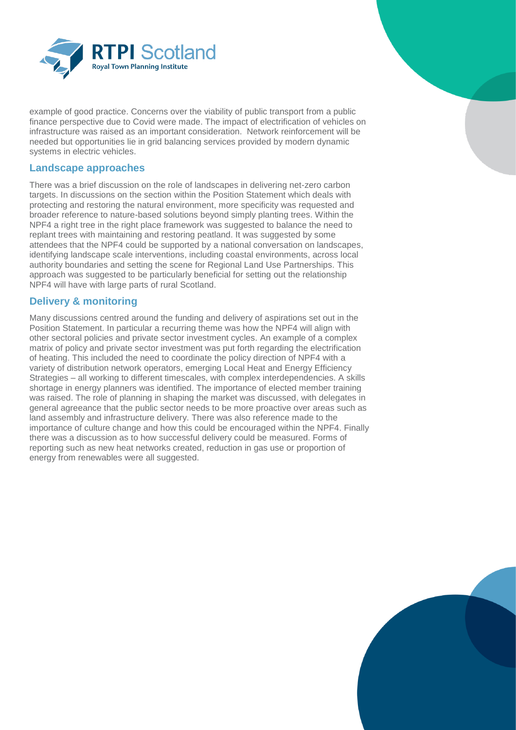example of good practice. Concerns over the viability of public transport from a public finance perspective due to Covid were made. The impact of electrification of vehicles on infrastructure was raised as an important consideration. Network reinforcement will be needed but opportunities lie in grid balancing services provided by modern dynamic systems in electric vehicles.

## Landscape approaches

There was a brief discussion on the role of landscapes in delivering net-zero carbon targets. In discussions on the section within the Position Statement which deals with protecting and restoring the natural environment, more specificity was requested and broader reference to nature-based solutions beyond simply planting trees. Within the NPF4 a right tree in the right place framework was suggested to balance the need to replant trees with maintaining and restoring peatland. It was suggested by some attendees that the NPF4 could be supported by a national conversation on landscapes, identifying landscape scale interventions, including coastal environments, across local authority boundaries and setting the scene for Regional Land Use Partnerships. This approach was suggested to be particularly beneficial for setting out the relationship NPF4 will have with large parts of rural Scotland.

## Delivery & monitoring

Many discussions centred around the funding and delivery of aspirations set out in the Position Statement. In particular a recurring theme was how the NPF4 will align with other sectoral policies and private sector investment cycles. An example of a complex matrix of policy and private sector investment was put forth regarding the electrification of heating. This included the need to coordinate the policy direction of NPF4 with a variety of distribution network operators, emerging Local Heat and Energy Efficiency Strategies – all working to different timescales, with complex interdependencies. A skills shortage in energy planners was identified. The importance of elected member training was raised. The role of planning in shaping the market was discussed, with delegates in general agreeance that the public sector needs to be more proactive over areas such as land assembly and infrastructure delivery. There was also reference made to the importance of culture change and how this could be encouraged within the NPF4. Finally there was a discussion as to how successful delivery could be measured. Forms of reporting such as new heat networks created, reduction in gas use or proportion of energy from renewables were all suggested.